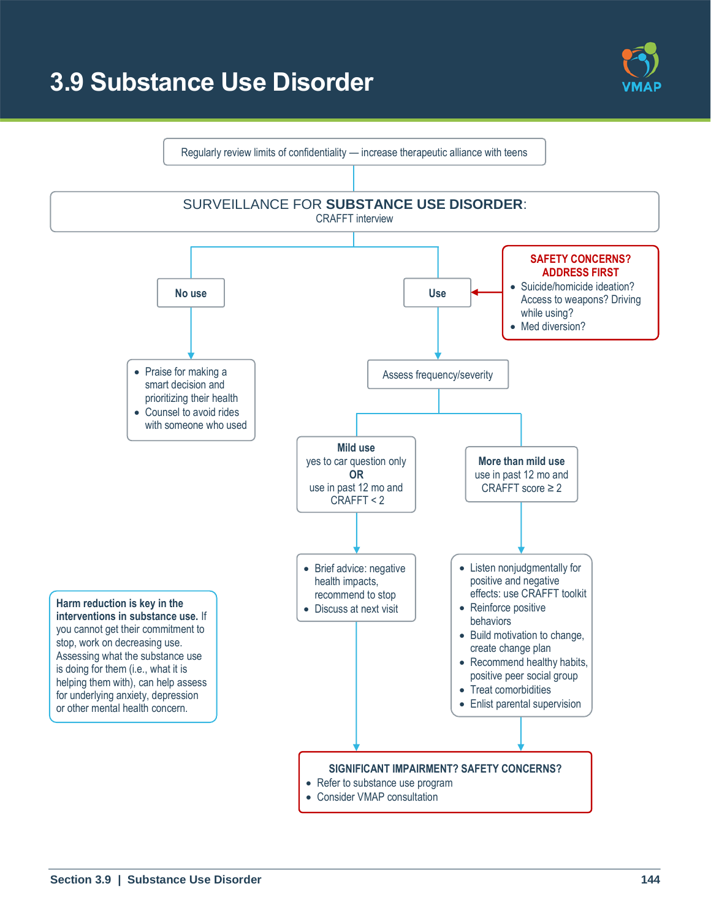# 3.9 Substance Use Disorder

Regularly review limits of confidentiality — increase therapeutic alliance with teens

## SURVEILLANCE FOR **SUBSTANCE USE DISORDER**:

CRAFFT interview

**No use**

- Praise for making a smart decision and prioritizing their health
- Counsel to avoid rides with someone who used

**Use**

**SAFETY CONCERNS? ADDRESS FIRST**

- Suicide/homicide ideation? Access to weapons? Driving while using?
- Med diversion?

Assess frequency/severity

**Mild use**
yes to car question only
**OR**
use in past 12 mo and CRAFFT < 2

- Brief advice: negative health impacts, recommend to stop
- Discuss at next visit

**More than mild use**
use in past 12 mo and CRAFFT score ≥ 2

- Listen nonjudgmentally for positive and negative effects: use CRAFFT toolkit
- Reinforce positive behaviors
- Build motivation to change, create change plan
- Recommend healthy habits, positive peer social group
- Treat comorbidities
- Enlist parental supervision

**SIGNIFICANT IMPAIRMENT? SAFETY CONCERNS?**

- Refer to substance use program
- Consider VMAP consultation

**Harm reduction is key in the interventions in substance use.** If you cannot get their commitment to stop, work on decreasing use. Assessing what the substance use is doing for them (i.e., what it is helping them with), can help assess for underlying anxiety, depression or other mental health concern.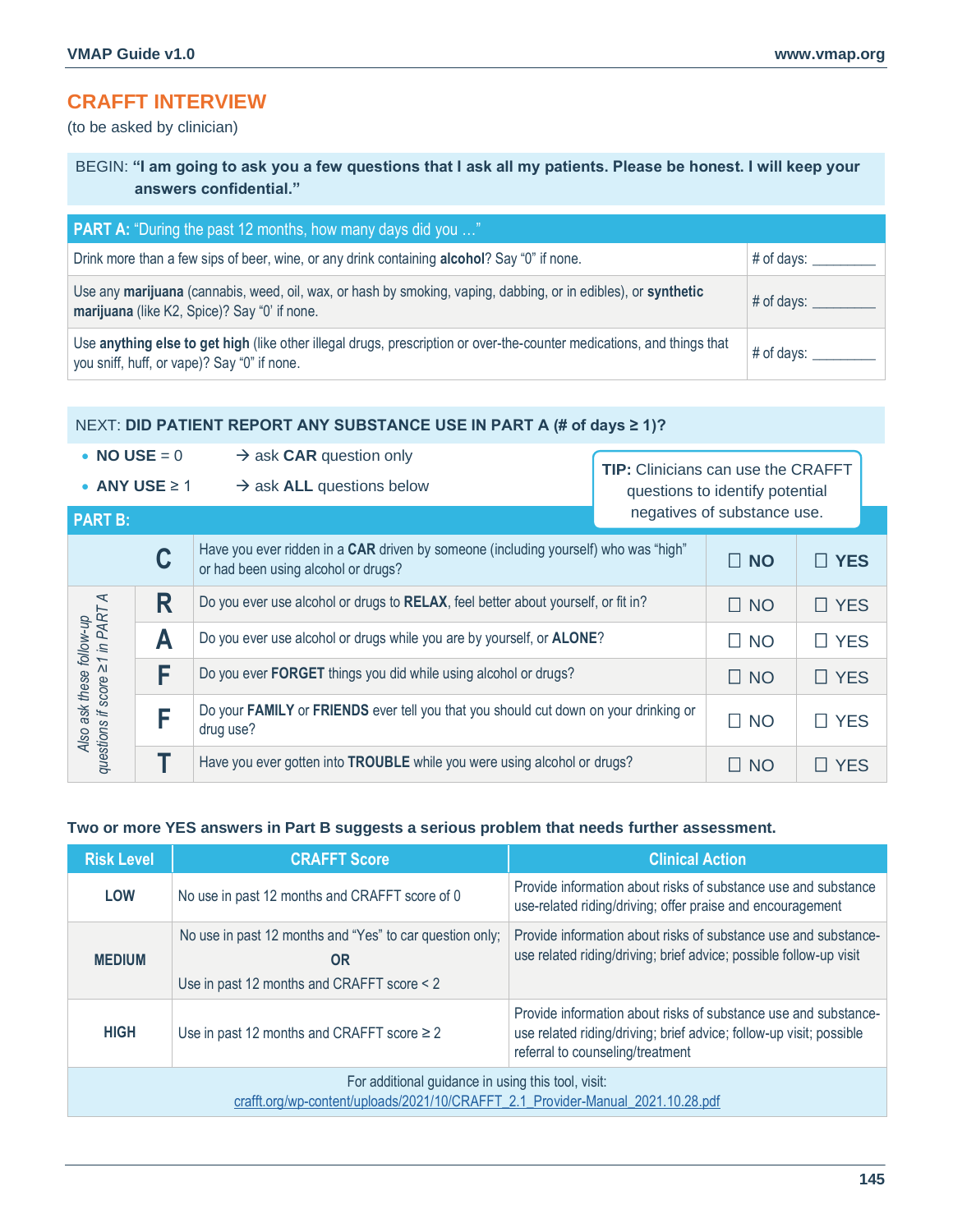## CRAFFT INTERVIEW

(to be asked by clinician)

BEGIN: **"I am going to ask you a few questions that I ask all my patients. Please be honest. I will keep your answers confidential."**

| **PART A:** "During the past 12 months, how many days did you …" | |
|---|---|
| Drink more than a few sips of beer, wine, or any drink containing **alcohol**? Say "0" if none. | # of days: ________ |
| Use any **marijuana** (cannabis, weed, oil, wax, or hash by smoking, vaping, dabbing, or in edibles), or **synthetic marijuana** (like K2, Spice)? Say "0' if none. | # of days: ________ |
| Use **anything else to get high** (like other illegal drugs, prescription or over-the-counter medications, and things that you sniff, huff, or vape)? Say "0" if none. | # of days: ________ |

NEXT: **DID PATIENT REPORT ANY SUBSTANCE USE IN PART A (# of days ≥ 1)?**

- **NO USE** = 0 → ask **CAR** question only
- **ANY USE** ≥ 1 → ask **ALL** questions below

**TIP:** Clinicians can use the CRAFFT questions to identify potential negatives of substance use.

| **PART B:** | | | | |
|---|---|---|---|---|
| | **C** | Have you ever ridden in a **CAR** driven by someone (including yourself) who was "high" or had been using alcohol or drugs? | ☐ **NO** | ☐ **YES** |
| *Also ask these follow-up questions if score ≥1 in PART A* | **R** | Do you ever use alcohol or drugs to **RELAX**, feel better about yourself, or fit in? | ☐ NO | ☐ YES |
| | **A** | Do you ever use alcohol or drugs while you are by yourself, or **ALONE**? | ☐ NO | ☐ YES |
| | **F** | Do you ever **FORGET** things you did while using alcohol or drugs? | ☐ NO | ☐ YES |
| | **F** | Do your **FAMILY** or **FRIENDS** ever tell you that you should cut down on your drinking or drug use? | ☐ NO | ☐ YES |
| | **T** | Have you ever gotten into **TROUBLE** while you were using alcohol or drugs? | ☐ NO | ☐ YES |

**Two or more YES answers in Part B suggests a serious problem that needs further assessment.**

| Risk Level | CRAFFT Score | Clinical Action |
|---|---|---|
| **LOW** | No use in past 12 months and CRAFFT score of 0 | Provide information about risks of substance use and substance use-related riding/driving; offer praise and encouragement |
| **MEDIUM** | No use in past 12 months and "Yes" to car question only; **OR** Use in past 12 months and CRAFFT score < 2 | Provide information about risks of substance use and substance-use related riding/driving; brief advice; possible follow-up visit |
| **HIGH** | Use in past 12 months and CRAFFT score ≥ 2 | Provide information about risks of substance use and substance-use related riding/driving; brief advice; follow-up visit; possible referral to counseling/treatment |

For additional guidance in using this tool, visit:
crafft.org/wp-content/uploads/2021/10/CRAFFT_2.1_Provider-Manual_2021.10.28.pdf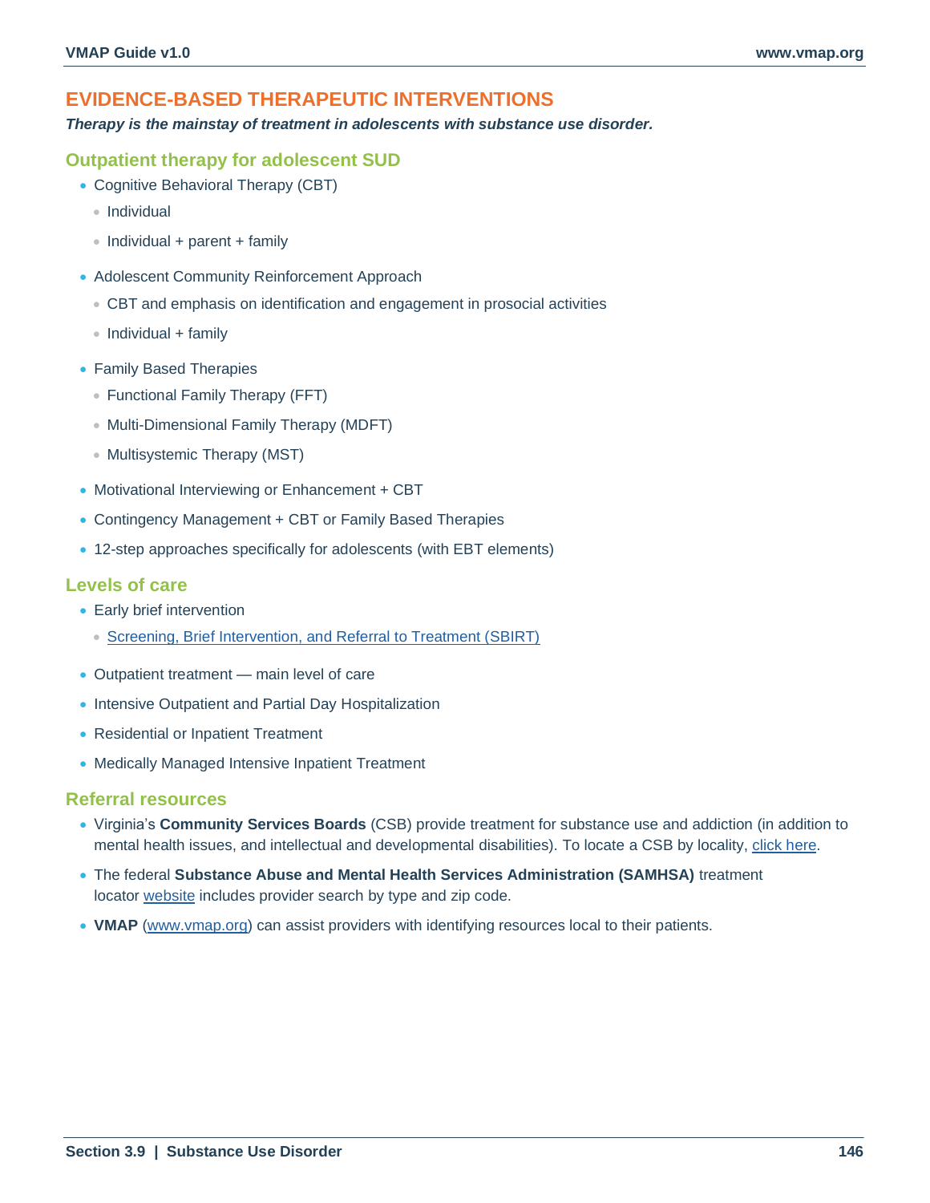## EVIDENCE-BASED THERAPEUTIC INTERVENTIONS

***Therapy is the mainstay of treatment in adolescents with substance use disorder.***

### Outpatient therapy for adolescent SUD

- Cognitive Behavioral Therapy (CBT)
  - Individual
  - Individual + parent + family
- Adolescent Community Reinforcement Approach
  - CBT and emphasis on identification and engagement in prosocial activities
  - Individual + family
- Family Based Therapies
  - Functional Family Therapy (FFT)
  - Multi-Dimensional Family Therapy (MDFT)
  - Multisystemic Therapy (MST)
- Motivational Interviewing or Enhancement + CBT
- Contingency Management + CBT or Family Based Therapies
- 12-step approaches specifically for adolescents (with EBT elements)

### Levels of care

- Early brief intervention
  - Screening, Brief Intervention, and Referral to Treatment (SBIRT)
- Outpatient treatment — main level of care
- Intensive Outpatient and Partial Day Hospitalization
- Residential or Inpatient Treatment
- Medically Managed Intensive Inpatient Treatment

### Referral resources

- Virginia's **Community Services Boards** (CSB) provide treatment for substance use and addiction (in addition to mental health issues, and intellectual and developmental disabilities). To locate a CSB by locality, click here.
- The federal **Substance Abuse and Mental Health Services Administration (SAMHSA)** treatment locator website includes provider search by type and zip code.
- **VMAP** (www.vmap.org) can assist providers with identifying resources local to their patients.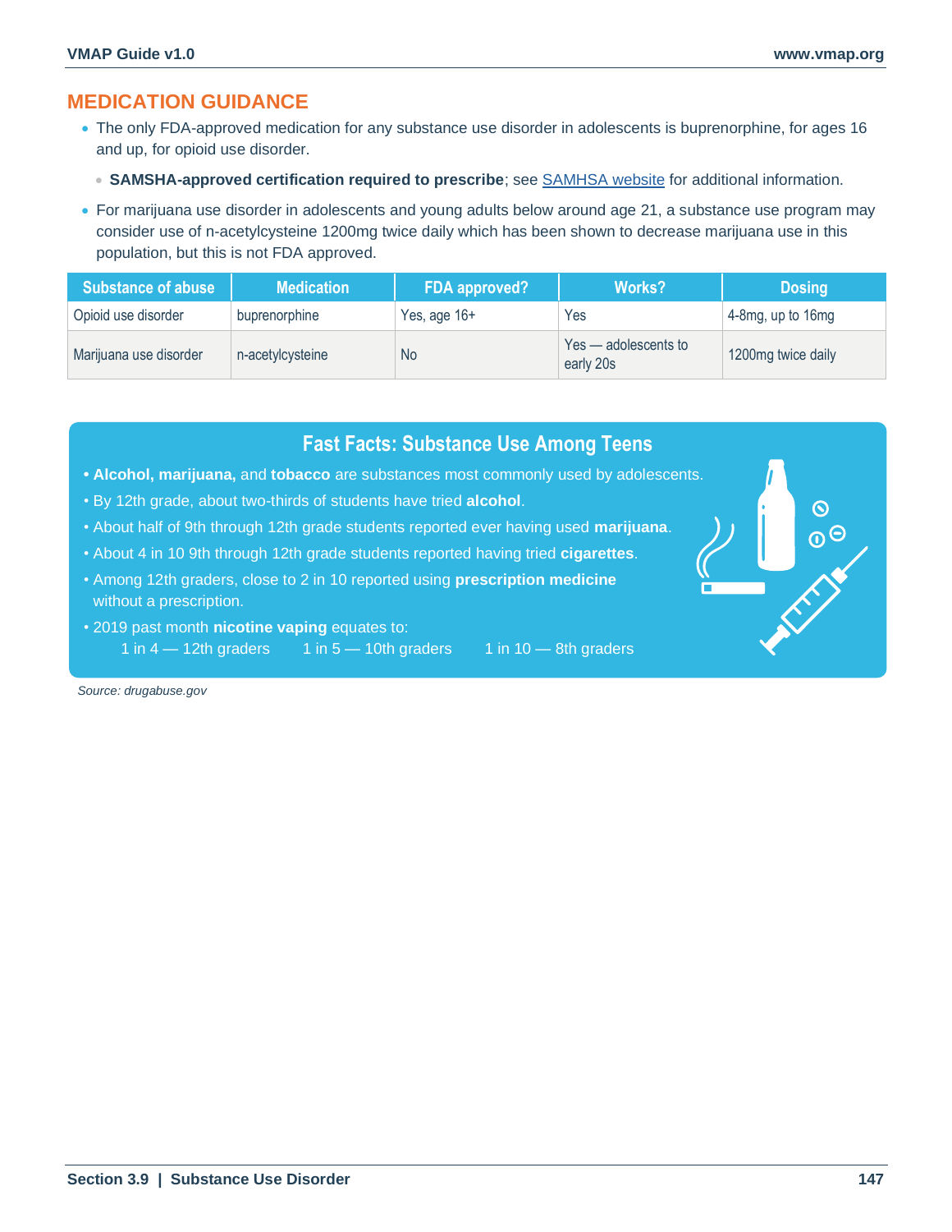## MEDICATION GUIDANCE

- The only FDA-approved medication for any substance use disorder in adolescents is buprenorphine, for ages 16 and up, for opioid use disorder.
  - **SAMSHA-approved certification required to prescribe**; see SAMHSA website for additional information.
- For marijuana use disorder in adolescents and young adults below around age 21, a substance use program may consider use of n-acetylcysteine 1200mg twice daily which has been shown to decrease marijuana use in this population, but this is not FDA approved.

| Substance of abuse | Medication | FDA approved? | Works? | Dosing |
|---|---|---|---|---|
| Opioid use disorder | buprenorphine | Yes, age 16+ | Yes | 4-8mg, up to 16mg |
| Marijuana use disorder | n-acetylcysteine | No | Yes — adolescents to early 20s | 1200mg twice daily |

### Fast Facts: Substance Use Among Teens

- **Alcohol, marijuana,** and **tobacco** are substances most commonly used by adolescents.
- By 12th grade, about two-thirds of students have tried **alcohol**.
- About half of 9th through 12th grade students reported ever having used **marijuana**.
- About 4 in 10 9th through 12th grade students reported having tried **cigarettes**.
- Among 12th graders, close to 2 in 10 reported using **prescription medicine** without a prescription.
- 2019 past month **nicotine vaping** equates to:
  1 in 4 — 12th graders  1 in 5 — 10th graders  1 in 10 — 8th graders

*Source: drugabuse.gov*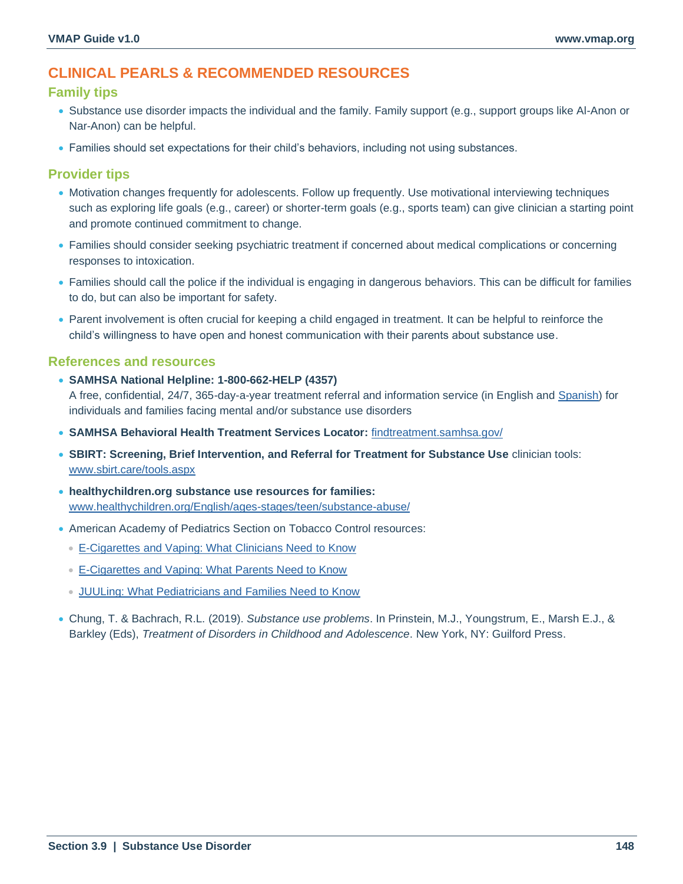## CLINICAL PEARLS & RECOMMENDED RESOURCES

### Family tips

- Substance use disorder impacts the individual and the family. Family support (e.g., support groups like Al-Anon or Nar-Anon) can be helpful.
- Families should set expectations for their child's behaviors, including not using substances.

### Provider tips

- Motivation changes frequently for adolescents. Follow up frequently. Use motivational interviewing techniques such as exploring life goals (e.g., career) or shorter-term goals (e.g., sports team) can give clinician a starting point and promote continued commitment to change.
- Families should consider seeking psychiatric treatment if concerned about medical complications or concerning responses to intoxication.
- Families should call the police if the individual is engaging in dangerous behaviors. This can be difficult for families to do, but can also be important for safety.
- Parent involvement is often crucial for keeping a child engaged in treatment. It can be helpful to reinforce the child's willingness to have open and honest communication with their parents about substance use.

### References and resources

- **SAMHSA National Helpline: 1-800-662-HELP (4357)**
  A free, confidential, 24/7, 365-day-a-year treatment referral and information service (in English and Spanish) for individuals and families facing mental and/or substance use disorders
- **SAMHSA Behavioral Health Treatment Services Locator:** findtreatment.samhsa.gov/
- **SBIRT: Screening, Brief Intervention, and Referral for Treatment for Substance Use** clinician tools: www.sbirt.care/tools.aspx
- **healthychildren.org substance use resources for families:** www.healthychildren.org/English/ages-stages/teen/substance-abuse/
- American Academy of Pediatrics Section on Tobacco Control resources:
  - E-Cigarettes and Vaping: What Clinicians Need to Know
  - E-Cigarettes and Vaping: What Parents Need to Know
  - JUULing: What Pediatricians and Families Need to Know
- Chung, T. & Bachrach, R.L. (2019). *Substance use problems*. In Prinstein, M.J., Youngstrum, E., Marsh E.J., & Barkley (Eds), *Treatment of Disorders in Childhood and Adolescence*. New York, NY: Guilford Press.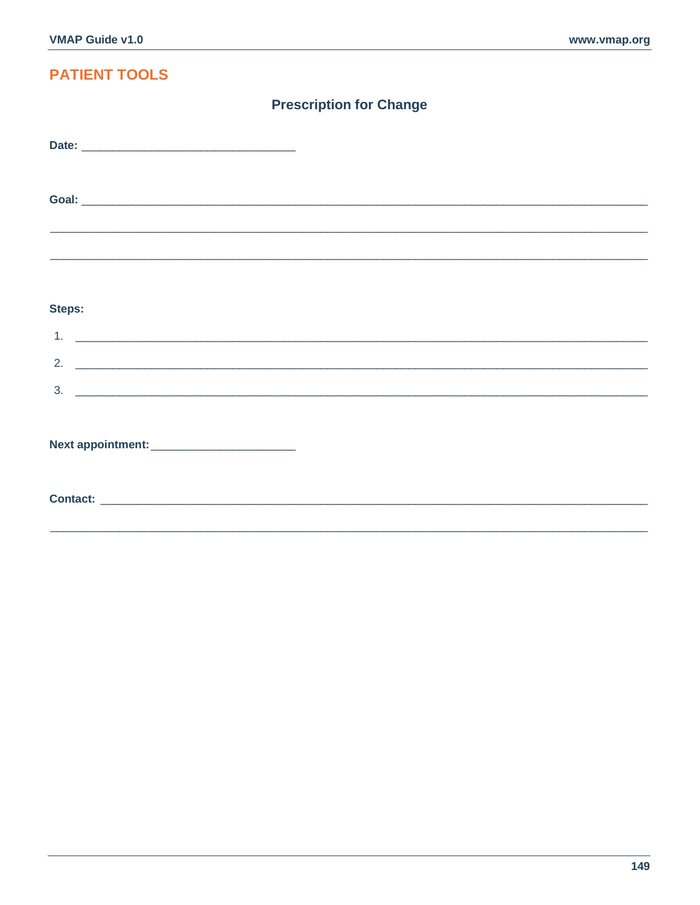## PATIENT TOOLS

### Prescription for Change

**Date:** ________________________________

**Goal:** ________________________________________________________________________________

________________________________________________________________________________

________________________________________________________________________________

**Steps:**

1. ________________________________________________________________________________
2. ________________________________________________________________________________
3. ________________________________________________________________________________

**Next appointment:** ______________________

**Contact:** ________________________________________________________________________________

________________________________________________________________________________